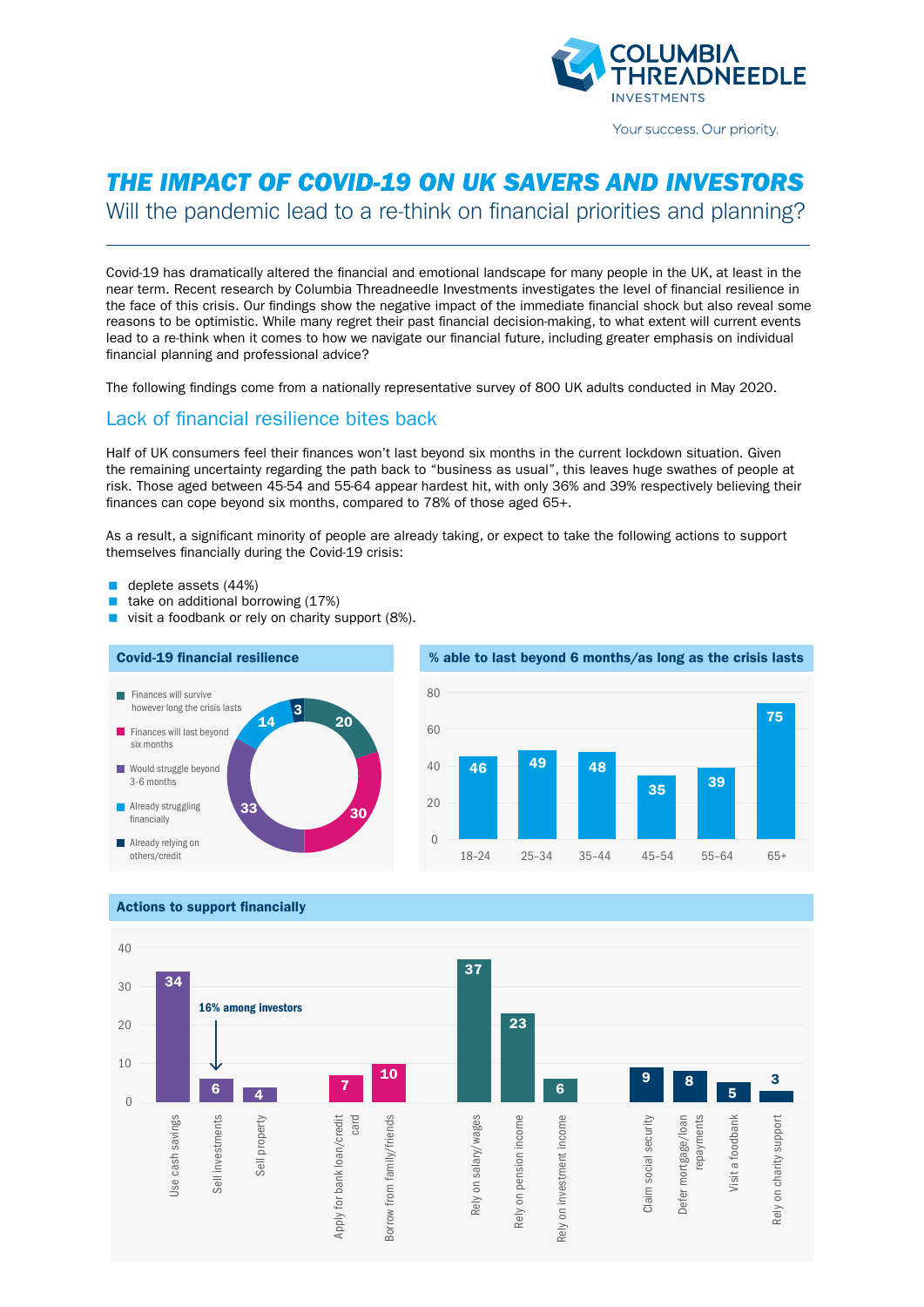COLUMBIA THREADNEEDLE INVESTMENTS

Your success. Our priority.

# THE IMPACT OF COVID-19 ON UK SAVERS AND INVESTORS

Will the pandemic lead to a re-think on financial priorities and planning?

---

Covid-19 has dramatically altered the financial and emotional landscape for many people in the UK, at least in the near term. Recent research by Columbia Threadneedle Investments investigates the level of financial resilience in the face of this crisis. Our findings show the negative impact of the immediate financial shock but also reveal some reasons to be optimistic. While many regret their past financial decision-making, to what extent will current events lead to a re-think when it comes to how we navigate our financial future, including greater emphasis on individual financial planning and professional advice?

The following findings come from a nationally representative survey of 800 UK adults conducted in May 2020.

## Lack of financial resilience bites back

Half of UK consumers feel their finances won't last beyond six months in the current lockdown situation. Given the remaining uncertainty regarding the path back to "business as usual", this leaves huge swathes of people at risk. Those aged between 45-54 and 55-64 appear hardest hit, with only 36% and 39% respectively believing their finances can cope beyond six months, compared to 78% of those aged 65+.

As a result, a significant minority of people are already taking, or expect to take the following actions to support themselves financially during the Covid-19 crisis:

- deplete assets (44%)
- take on additional borrowing (17%)
- visit a foodbank or rely on charity support (8%).

**Covid-19 financial resilience**

| Category | % |
|---|---|
| Finances will survive however long the crisis lasts | 20 |
| Finances will last beyond six months | 30 |
| Would struggle beyond 3-6 months | 33 |
| Already struggling financially | 14 |
| Already relying on others/credit | 3 |

**% able to last beyond 6 months/as long as the crisis lasts**

| Age | % |
|---|---|
| 18–24 | 46 |
| 25–34 | 49 |
| 35–44 | 48 |
| 45–54 | 35 |
| 55–64 | 39 |
| 65+ | 75 |

**Actions to support financially**

| Action | % |
|---|---|
| Use cash savings | 34 |
| Sell investments | 6 (16% among investors) |
| Sell property | 4 |
| Apply for bank loan/credit card | 7 |
| Borrow from family/friends | 10 |
| Rely on salary/wages | 37 |
| Rely on pension income | 23 |
| Rely on investment income | 6 |
| Claim social security | 9 |
| Defer mortgage/loan repayments | 8 |
| Visit a foodbank | 5 |
| Rely on charity support | 3 |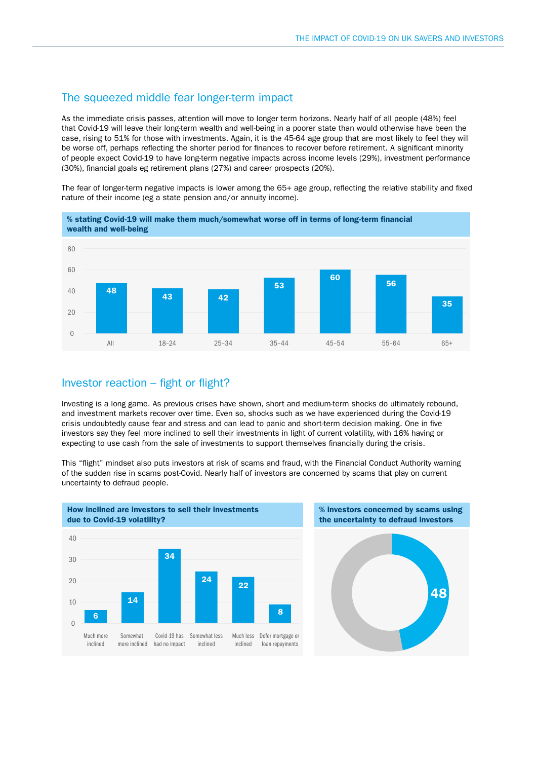## The squeezed middle fear longer-term impact

As the immediate crisis passes, attention will move to longer term horizons. Nearly half of all people (48%) feel that Covid-19 will leave their long-term wealth and well-being in a poorer state than would otherwise have been the case, rising to 51% for those with investments. Again, it is the 45-64 age group that are most likely to feel they will be worse off, perhaps reflecting the shorter period for finances to recover before retirement. A significant minority of people expect Covid-19 to have long-term negative impacts across income levels (29%), investment performance (30%), financial goals eg retirement plans (27%) and career prospects (20%).

The fear of longer-term negative impacts is lower among the 65+ age group, reflecting the relative stability and fixed nature of their income (eg a state pension and/or annuity income).

**% stating Covid-19 will make them much/somewhat worse off in terms of long-term financial wealth and well-being**

| All | 18–24 | 25–34 | 35–44 | 45–54 | 55–64 | 65+ |
|---|---|---|---|---|---|---|
| 48 | 43 | 42 | 53 | 60 | 56 | 35 |

## Investor reaction – fight or flight?

Investing is a long game. As previous crises have shown, short and medium-term shocks do ultimately rebound, and investment markets recover over time. Even so, shocks such as we have experienced during the Covid-19 crisis undoubtedly cause fear and stress and can lead to panic and short-term decision making. One in five investors say they feel more inclined to sell their investments in light of current volatility, with 16% having or expecting to use cash from the sale of investments to support themselves financially during the crisis.

This “flight” mindset also puts investors at risk of scams and fraud, with the Financial Conduct Authority warning of the sudden rise in scams post-Covid. Nearly half of investors are concerned by scams that play on current uncertainty to defraud people.

**How inclined are investors to sell their investments due to Covid-19 volatility?**

| Much more inclined | Somewhat more inclined | Covid-19 has had no impact | Somewhat less inclined | Much less inclined | Defer mortgage or loan repayments |
|---|---|---|---|---|---|
| 6 | 14 | 34 | 24 | 22 | 8 |

**% investors concerned by scams using the uncertainty to defraud investors**

48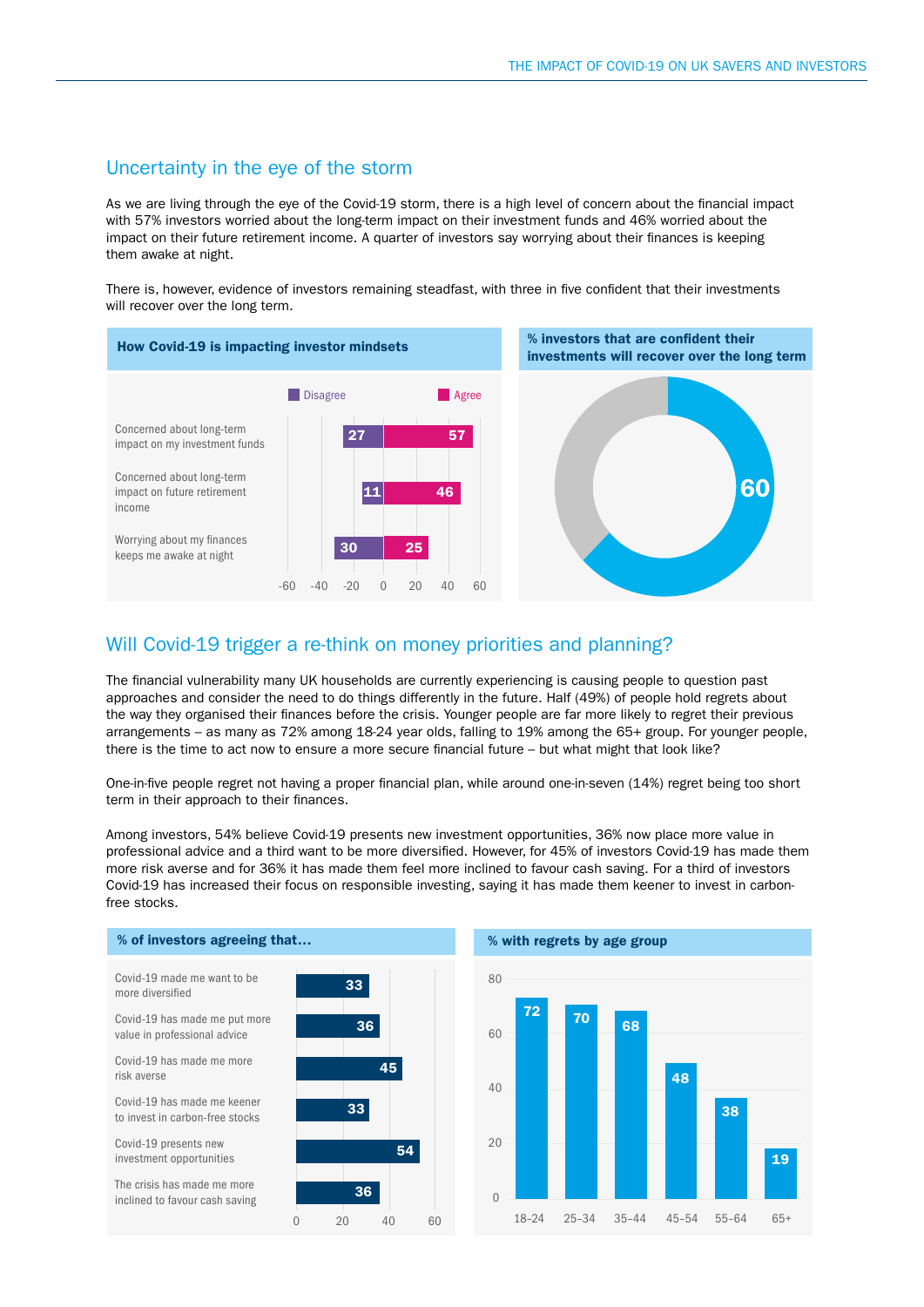## Uncertainty in the eye of the storm

As we are living through the eye of the Covid-19 storm, there is a high level of concern about the financial impact with 57% investors worried about the long-term impact on their investment funds and 46% worried about the impact on their future retirement income. A quarter of investors say worrying about their finances is keeping them awake at night.

There is, however, evidence of investors remaining steadfast, with three in five confident that their investments will recover over the long term.

**How Covid-19 is impacting investor mindsets**

| | Disagree | Agree |
|---|---|---|
| Concerned about long-term impact on my investment funds | 27 | 57 |
| Concerned about long-term impact on future retirement income | 11 | 46 |
| Worrying about my finances keeps me awake at night | 30 | 25 |

**% investors that are confident their investments will recover over the long term**

60

## Will Covid-19 trigger a re-think on money priorities and planning?

The financial vulnerability many UK households are currently experiencing is causing people to question past approaches and consider the need to do things differently in the future. Half (49%) of people hold regrets about the way they organised their finances before the crisis. Younger people are far more likely to regret their previous arrangements – as many as 72% among 18-24 year olds, falling to 19% among the 65+ group. For younger people, there is the time to act now to ensure a more secure financial future – but what might that look like?

One-in-five people regret not having a proper financial plan, while around one-in-seven (14%) regret being too short term in their approach to their finances.

Among investors, 54% believe Covid-19 presents new investment opportunities, 36% now place more value in professional advice and a third want to be more diversified. However, for 45% of investors Covid-19 has made them more risk averse and for 36% it has made them feel more inclined to favour cash saving. For a third of investors Covid-19 has increased their focus on responsible investing, saying it has made them keener to invest in carbon-free stocks.

**% of investors agreeing that...**

| Statement | % |
|---|---|
| Covid-19 made me want to be more diversified | 33 |
| Covid-19 has made me put more value in professional advice | 36 |
| Covid-19 has made me more risk averse | 45 |
| Covid-19 has made me keener to invest in carbon-free stocks | 33 |
| Covid-19 presents new investment opportunities | 54 |
| The crisis has made me more inclined to favour cash saving | 36 |

**% with regrets by age group**

| Age group | % |
|---|---|
| 18-24 | 72 |
| 25-34 | 70 |
| 35-44 | 68 |
| 45-54 | 48 |
| 55-64 | 38 |
| 65+ | 19 |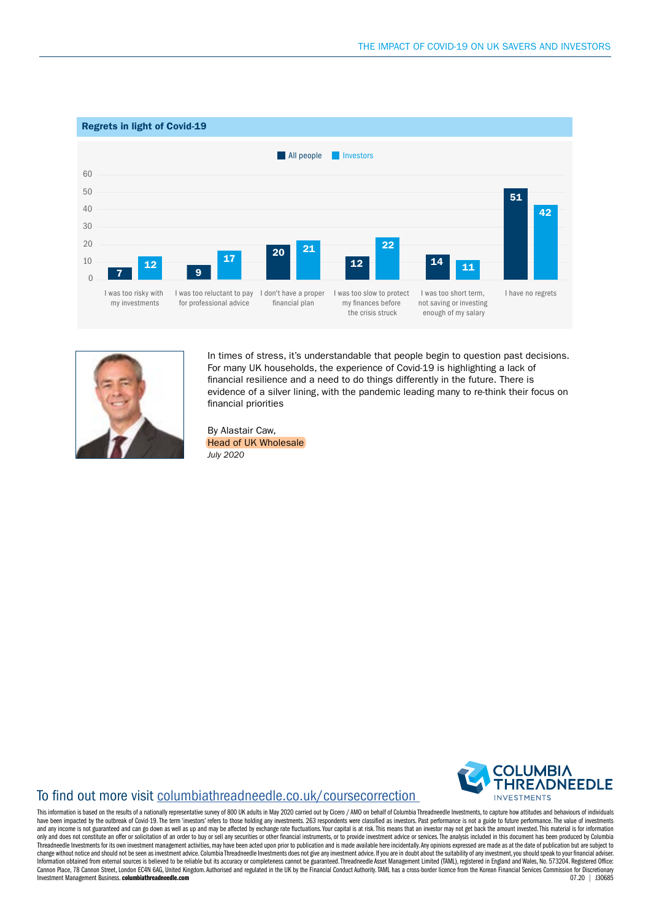## Regrets in light of Covid-19

All people
Investors

60
50
40
30
20
10
0

7
12
I was too risky with my investments

9
17
I was too reluctant to pay for professional advice

20
21
I don't have a proper financial plan

12
22
I was too slow to protect my finances before the crisis struck

14
11
I was too short term, not saving or investing enough of my salary

51
42
I have no regrets

In times of stress, it's understandable that people begin to question past decisions. For many UK households, the experience of Covid-19 is highlighting a lack of financial resilience and a need to do things differently in the future. There is evidence of a silver lining, with the pandemic leading many to re-think their focus on financial priorities

By Alastair Caw,
Head of UK Wholesale
*July 2020*

To find out more visit columbiathreadneedle.co.uk/coursecorrection

COLUMBIA THREADNEEDLE INVESTMENTS

This information is based on the results of a nationally representative survey of 800 UK adults in May 2020 carried out by Cicero / AMO on behalf of Columbia Threadneedle Investments, to capture how attitudes and behaviours of individuals have been impacted by the outbreak of Covid-19. The term 'investors' refers to those holding any investments. 263 respondents were classified as investors. Past performance is not a guide to future performance. The value of investments and any income is not guaranteed and can go down as well as up and may be affected by exchange rate fluctuations. Your capital is at risk. This means that an investor may not get back the amount invested. This material is for information only and does not constitute an offer or solicitation of an order to buy or sell any securities or other financial instruments, or to provide investment advice or services. The analysis included in this document has been produced by Columbia Threadneedle Investments for its own investment management activities, may have been acted upon prior to publication and is made available here incidentally. Any opinions expressed are made as at the date of publication but are subject to change without notice and should not be seen as investment advice. Columbia Threadneedle Investments does not give any investment advice. If you are in doubt about the suitability of any investment, you should speak to your financial adviser. Information obtained from external sources is believed to be reliable but its accuracy or completeness cannot be guaranteed. Threadneedle Asset Management Limited (TAML), registered in England and Wales, No. 573204. Registered Office: Cannon Place, 78 Cannon Street, London EC4N 6AG, United Kingdom. Authorised and regulated in the UK by the Financial Conduct Authority. TAML has a cross-border licence from the Korean Financial Services Commission for Discretionary Investment Management Business. **columbiathreadneedle.com** 07.20 | J30685